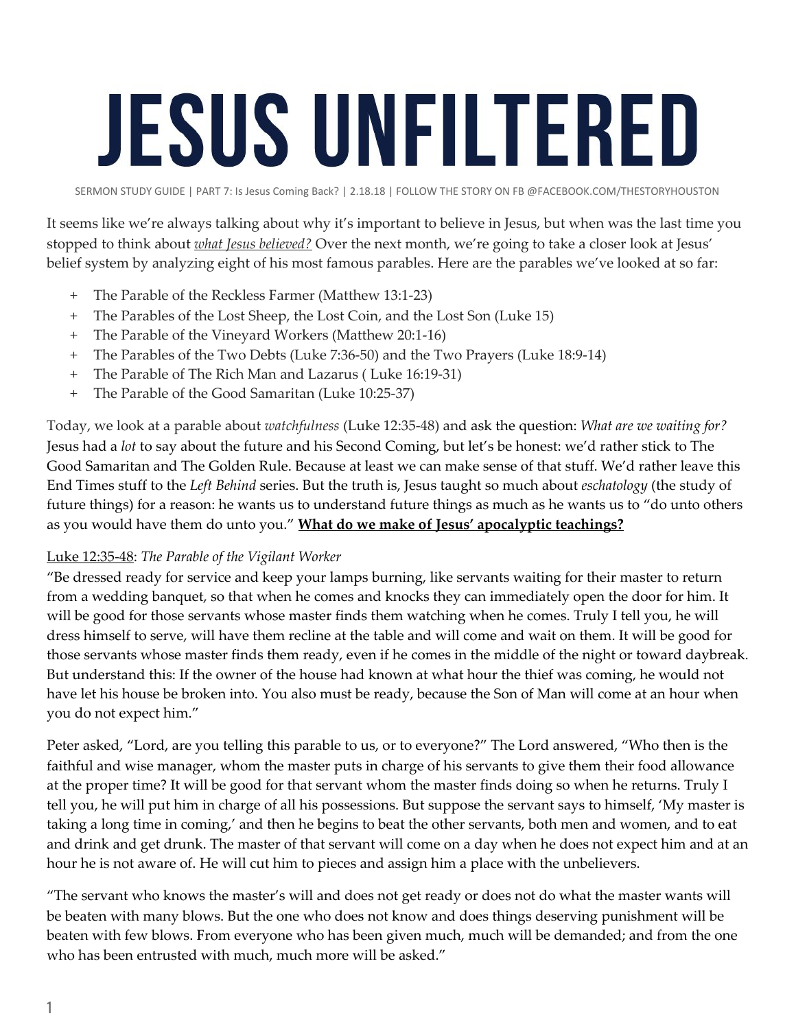# JESUS UNFILTERED

SERMON STUDY GUIDE | PART 7: Is Jesus Coming Back? | 2.18.18 | FOLLOW THE STORY ON FB @FACEBOOK.COM/THESTORYHOUSTON

It seems like we're always talking about why it's important to believe in Jesus, but when was the last time you stopped to think about ***what Jesus believed?*** Over the next month, we're going to take a closer look at Jesus' belief system by analyzing eight of his most famous parables. Here are the parables we've looked at so far:

+ The Parable of the Reckless Farmer (Matthew 13:1-23)
+ The Parables of the Lost Sheep, the Lost Coin, and the Lost Son (Luke 15)
+ The Parable of the Vineyard Workers (Matthew 20:1-16)
+ The Parables of the Two Debts (Luke 7:36-50) and the Two Prayers (Luke 18:9-14)
+ The Parable of The Rich Man and Lazarus ( Luke 16:19-31)
+ The Parable of the Good Samaritan (Luke 10:25-37)

Today, we look at a parable about *watchfulness* (Luke 12:35-48) and ask the question: *What are we waiting for?* Jesus had a *lot* to say about the future and his Second Coming, but let's be honest: we'd rather stick to The Good Samaritan and The Golden Rule. Because at least we can make sense of that stuff. We'd rather leave this End Times stuff to the *Left Behind* series. But the truth is, Jesus taught so much about *eschatology* (the study of future things) for a reason: he wants us to understand future things as much as he wants us to "do unto others as you would have them do unto you." **What do we make of Jesus' apocalyptic teachings?**

Luke 12:35-48: *The Parable of the Vigilant Worker*

"Be dressed ready for service and keep your lamps burning, like servants waiting for their master to return from a wedding banquet, so that when he comes and knocks they can immediately open the door for him. It will be good for those servants whose master finds them watching when he comes. Truly I tell you, he will dress himself to serve, will have them recline at the table and will come and wait on them. It will be good for those servants whose master finds them ready, even if he comes in the middle of the night or toward daybreak. But understand this: If the owner of the house had known at what hour the thief was coming, he would not have let his house be broken into. You also must be ready, because the Son of Man will come at an hour when you do not expect him."

Peter asked, "Lord, are you telling this parable to us, or to everyone?" The Lord answered, "Who then is the faithful and wise manager, whom the master puts in charge of his servants to give them their food allowance at the proper time? It will be good for that servant whom the master finds doing so when he returns. Truly I tell you, he will put him in charge of all his possessions. But suppose the servant says to himself, 'My master is taking a long time in coming,' and then he begins to beat the other servants, both men and women, and to eat and drink and get drunk. The master of that servant will come on a day when he does not expect him and at an hour he is not aware of. He will cut him to pieces and assign him a place with the unbelievers.

"The servant who knows the master's will and does not get ready or does not do what the master wants will be beaten with many blows. But the one who does not know and does things deserving punishment will be beaten with few blows. From everyone who has been given much, much will be demanded; and from the one who has been entrusted with much, much more will be asked."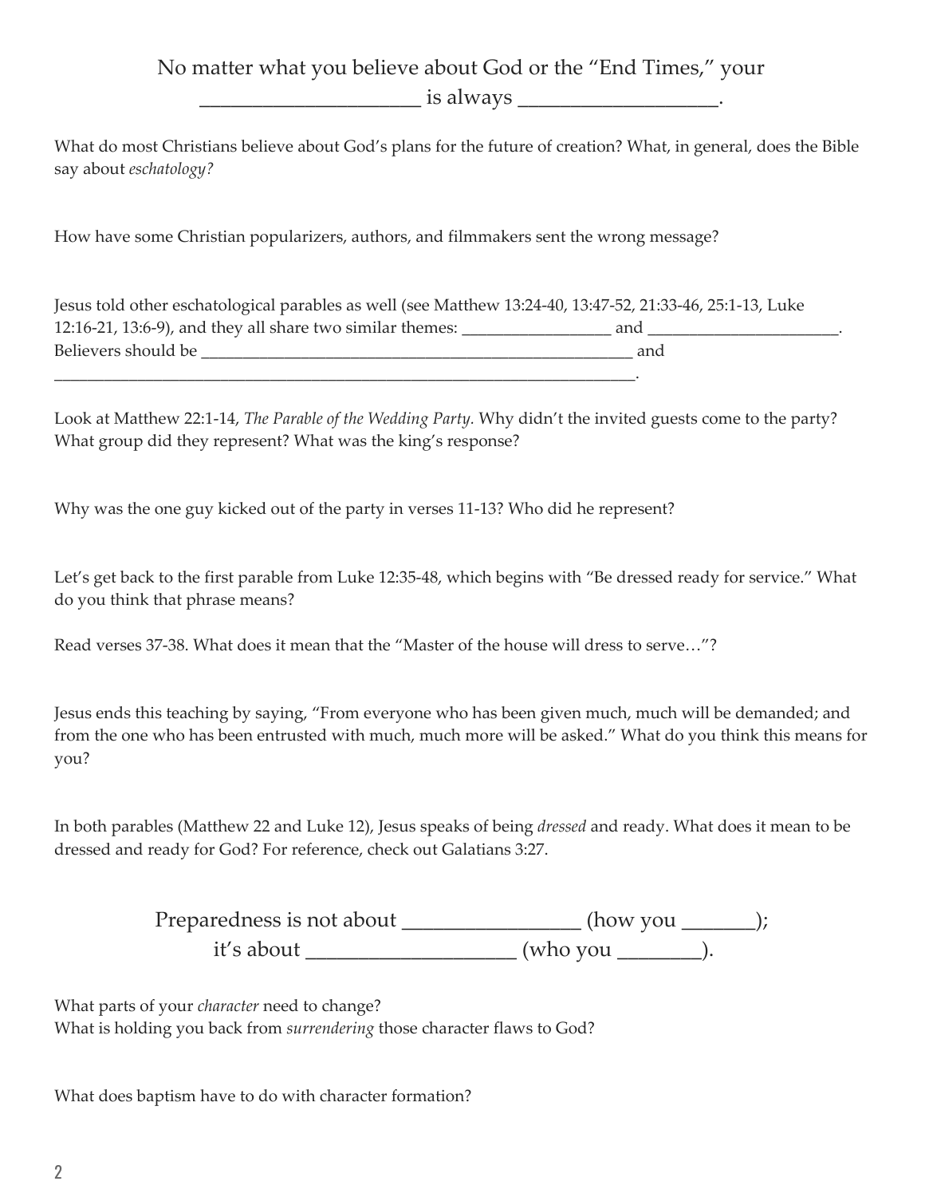No matter what you believe about God or the "End Times," your _____________________ is always ___________________.

What do most Christians believe about God's plans for the future of creation? What, in general, does the Bible say about *eschatology?*

How have some Christian popularizers, authors, and filmmakers sent the wrong message?

Jesus told other eschatological parables as well (see Matthew 13:24-40, 13:47-52, 21:33-46, 25:1-13, Luke 12:16-21, 13:6-9), and they all share two similar themes: _________________ and ______________________. Believers should be ____________________________________________________ and _________________________________________________________________.

Look at Matthew 22:1-14, *The Parable of the Wedding Party.* Why didn't the invited guests come to the party? What group did they represent? What was the king's response?

Why was the one guy kicked out of the party in verses 11-13? Who did he represent?

Let's get back to the first parable from Luke 12:35-48, which begins with "Be dressed ready for service." What do you think that phrase means?

Read verses 37-38. What does it mean that the "Master of the house will dress to serve…"?

Jesus ends this teaching by saying, "From everyone who has been given much, much will be demanded; and from the one who has been entrusted with much, much more will be asked." What do you think this means for you?

In both parables (Matthew 22 and Luke 12), Jesus speaks of being *dressed* and ready. What does it mean to be dressed and ready for God? For reference, check out Galatians 3:27.

Preparedness is not about _________________ (how you _______);
it's about ____________________ (who you ________).

What parts of your *character* need to change?
What is holding you back from *surrendering* those character flaws to God?

What does baptism have to do with character formation?